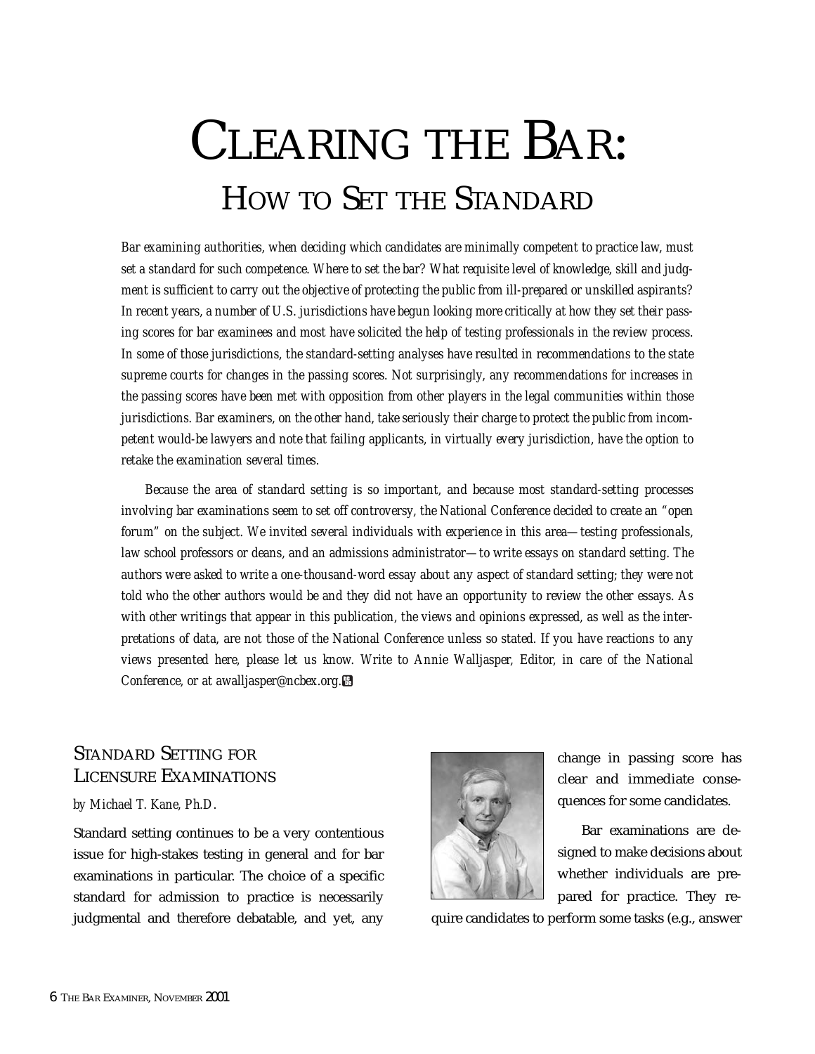# Clearing the Bar:

## How to Set the Standard

*Bar examining authorities, when deciding which candidates are minimally competent to practice law, must set a standard for such competence. Where to set the bar? What requisite level of knowledge, skill and judgment is sufficient to carry out the objective of protecting the public from ill-prepared or unskilled aspirants? In recent years, a number of U.S. jurisdictions have begun looking more critically at how they set their passing scores for bar examinees and most have solicited the help of testing professionals in the review process. In some of those jurisdictions, the standard-setting analyses have resulted in recommendations to the state supreme courts for changes in the passing scores. Not surprisingly, any recommendations for increases in the passing scores have been met with opposition from other players in the legal communities within those jurisdictions. Bar examiners, on the other hand, take seriously their charge to protect the public from incompetent would-be lawyers and note that failing applicants, in virtually every jurisdiction, have the option to retake the examination several times.*

*Because the area of standard setting is so important, and because most standard-setting processes involving bar examinations seem to set off controversy, the National Conference decided to create an "open forum" on the subject. We invited several individuals with experience in this area—testing professionals, law school professors or deans, and an admissions administrator—to write essays on standard setting. The authors were asked to write a one-thousand-word essay about any aspect of standard setting; they were not told who the other authors would be and they did not have an opportunity to review the other essays. As with other writings that appear in this publication, the views and opinions expressed, as well as the interpretations of data, are not those of the National Conference unless so stated. If you have reactions to any views presented here, please let us know. Write to Annie Walljasper, Editor, in care of the National Conference, or at awalljasper@ncbex.org.*

### Standard Setting for Licensure Examinations

*by Michael T. Kane, Ph.D.*

Standard setting continues to be a very contentious issue for high-stakes testing in general and for bar examinations in particular. The choice of a specific standard for admission to practice is necessarily judgmental and therefore debatable, and yet, any change in passing score has clear and immediate consequences for some candidates.

Bar examinations are designed to make decisions about whether individuals are prepared for practice. They require candidates to perform some tasks (e.g., answer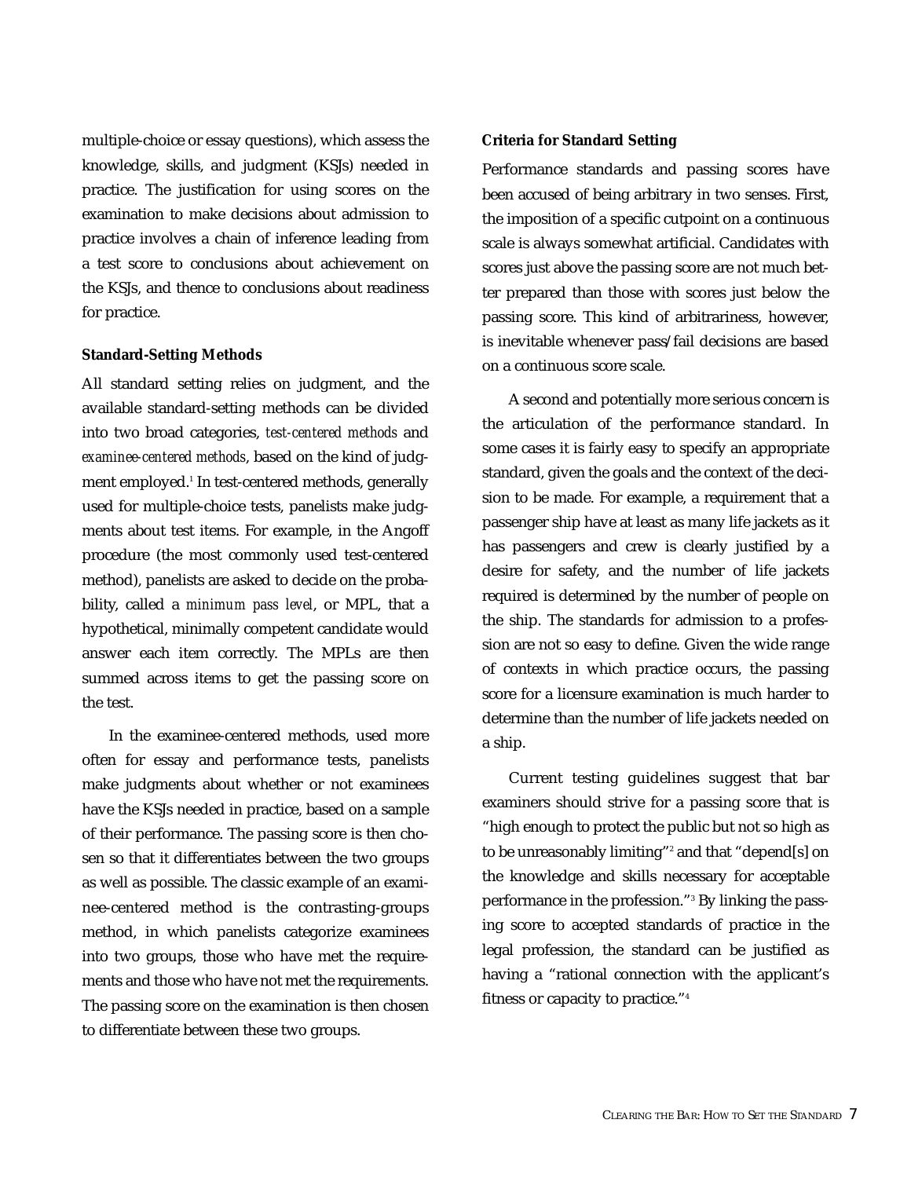multiple-choice or essay questions), which assess the knowledge, skills, and judgment (KSJs) needed in practice. The justification for using scores on the examination to make decisions about admission to practice involves a chain of inference leading from a test score to conclusions about achievement on the KSJs, and thence to conclusions about readiness for practice.

### Standard-Setting Methods

All standard setting relies on judgment, and the available standard-setting methods can be divided into two broad categories, *test-centered methods* and *examinee-centered methods*, based on the kind of judgment employed.[1] In test-centered methods, generally used for multiple-choice tests, panelists make judgments about test items. For example, in the Angoff procedure (the most commonly used test-centered method), panelists are asked to decide on the probability, called a *minimum pass level*, or MPL, that a hypothetical, minimally competent candidate would answer each item correctly. The MPLs are then summed across items to get the passing score on the test.

In the examinee-centered methods, used more often for essay and performance tests, panelists make judgments about whether or not examinees have the KSJs needed in practice, based on a sample of their performance. The passing score is then chosen so that it differentiates between the two groups as well as possible. The classic example of an examinee-centered method is the contrasting-groups method, in which panelists categorize examinees into two groups, those who have met the requirements and those who have not met the requirements. The passing score on the examination is then chosen to differentiate between these two groups.

### Criteria for Standard Setting

Performance standards and passing scores have been accused of being arbitrary in two senses. First, the imposition of a specific cutpoint on a continuous scale is always somewhat artificial. Candidates with scores just above the passing score are not much better prepared than those with scores just below the passing score. This kind of arbitrariness, however, is inevitable whenever pass/fail decisions are based on a continuous score scale.

A second and potentially more serious concern is the articulation of the performance standard. In some cases it is fairly easy to specify an appropriate standard, given the goals and the context of the decision to be made. For example, a requirement that a passenger ship have at least as many life jackets as it has passengers and crew is clearly justified by a desire for safety, and the number of life jackets required is determined by the number of people on the ship. The standards for admission to a profession are not so easy to define. Given the wide range of contexts in which practice occurs, the passing score for a licensure examination is much harder to determine than the number of life jackets needed on a ship.

Current testing guidelines suggest that bar examiners should strive for a passing score that is "high enough to protect the public but not so high as to be unreasonably limiting"[2] and that "depend[s] on the knowledge and skills necessary for acceptable performance in the profession."[3] By linking the passing score to accepted standards of practice in the legal profession, the standard can be justified as having a "rational connection with the applicant's fitness or capacity to practice."[4]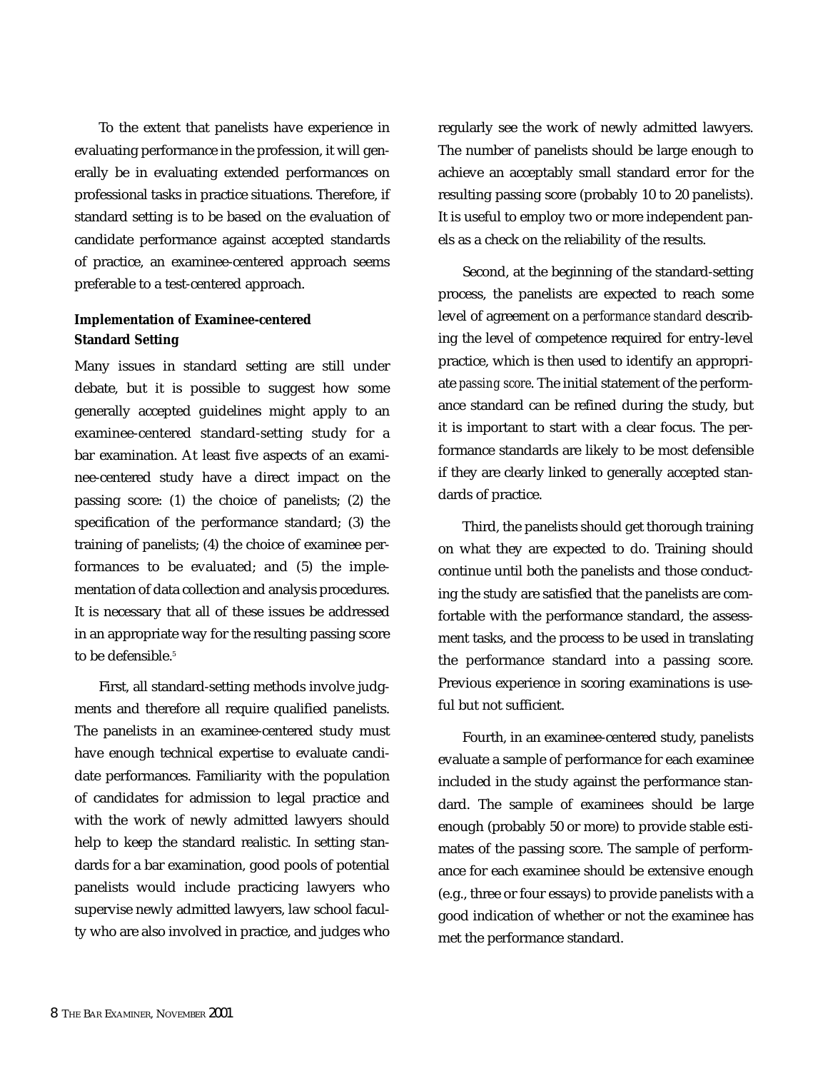To the extent that panelists have experience in evaluating performance in the profession, it will generally be in evaluating extended performances on professional tasks in practice situations. Therefore, if standard setting is to be based on the evaluation of candidate performance against accepted standards of practice, an examinee-centered approach seems preferable to a test-centered approach.

**Implementation of Examinee-centered Standard Setting**

Many issues in standard setting are still under debate, but it is possible to suggest how some generally accepted guidelines might apply to an examinee-centered standard-setting study for a bar examination. At least five aspects of an examinee-centered study have a direct impact on the passing score: (1) the choice of panelists; (2) the specification of the performance standard; (3) the training of panelists; (4) the choice of examinee performances to be evaluated; and (5) the implementation of data collection and analysis procedures. It is necessary that all of these issues be addressed in an appropriate way for the resulting passing score to be defensible.[5]

First, all standard-setting methods involve judgments and therefore all require qualified panelists. The panelists in an examinee-centered study must have enough technical expertise to evaluate candidate performances. Familiarity with the population of candidates for admission to legal practice and with the work of newly admitted lawyers should help to keep the standard realistic. In setting standards for a bar examination, good pools of potential panelists would include practicing lawyers who supervise newly admitted lawyers, law school faculty who are also involved in practice, and judges who regularly see the work of newly admitted lawyers. The number of panelists should be large enough to achieve an acceptably small standard error for the resulting passing score (probably 10 to 20 panelists). It is useful to employ two or more independent panels as a check on the reliability of the results.

Second, at the beginning of the standard-setting process, the panelists are expected to reach some level of agreement on a *performance standard* describing the level of competence required for entry-level practice, which is then used to identify an appropriate *passing score*. The initial statement of the performance standard can be refined during the study, but it is important to start with a clear focus. The performance standards are likely to be most defensible if they are clearly linked to generally accepted standards of practice.

Third, the panelists should get thorough training on what they are expected to do. Training should continue until both the panelists and those conducting the study are satisfied that the panelists are comfortable with the performance standard, the assessment tasks, and the process to be used in translating the performance standard into a passing score. Previous experience in scoring examinations is useful but not sufficient.

Fourth, in an examinee-centered study, panelists evaluate a sample of performance for each examinee included in the study against the performance standard. The sample of examinees should be large enough (probably 50 or more) to provide stable estimates of the passing score. The sample of performance for each examinee should be extensive enough (e.g., three or four essays) to provide panelists with a good indication of whether or not the examinee has met the performance standard.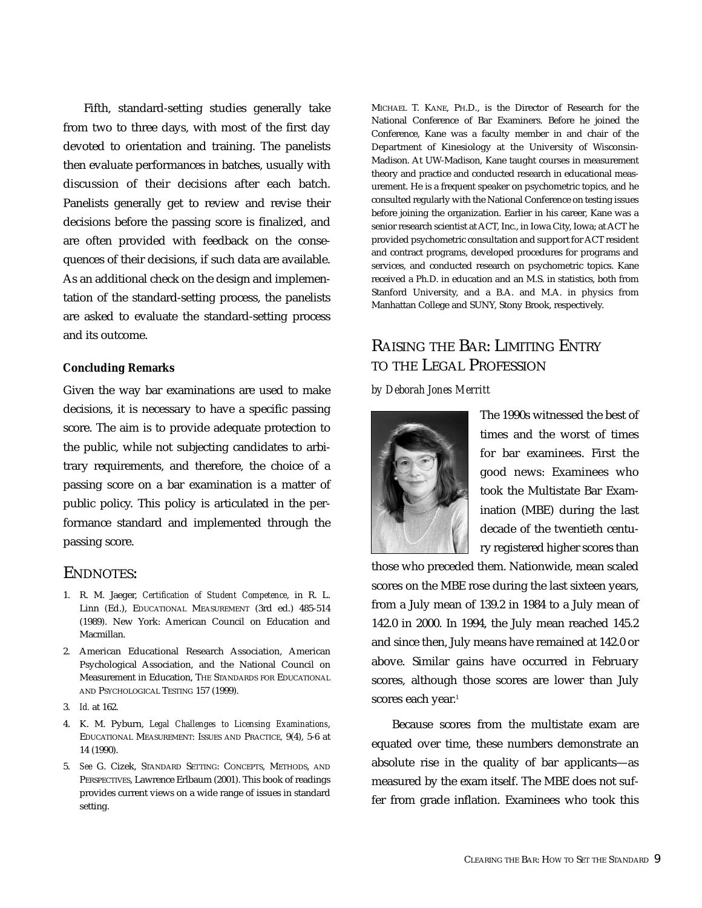Fifth, standard-setting studies generally take from two to three days, with most of the first day devoted to orientation and training. The panelists then evaluate performances in batches, usually with discussion of their decisions after each batch. Panelists generally get to review and revise their decisions before the passing score is finalized, and are often provided with feedback on the consequences of their decisions, if such data are available. As an additional check on the design and implementation of the standard-setting process, the panelists are asked to evaluate the standard-setting process and its outcome.

### Concluding Remarks

Given the way bar examinations are used to make decisions, it is necessary to have a specific passing score. The aim is to provide adequate protection to the public, while not subjecting candidates to arbitrary requirements, and therefore, the choice of a passing score on a bar examination is a matter of public policy. This policy is articulated in the performance standard and implemented through the passing score.

## ENDNOTES:

1. R. M. Jaeger, *Certification of Student Competence*, in R. L. Linn (Ed.), EDUCATIONAL MEASUREMENT (3rd ed.) 485-514 (1989). New York: American Council on Education and Macmillan.
2. American Educational Research Association, American Psychological Association, and the National Council on Measurement in Education, THE STANDARDS FOR EDUCATIONAL AND PSYCHOLOGICAL TESTING 157 (1999).
3. *Id.* at 162.
4. K. M. Pyburn, *Legal Challenges to Licensing Examinations*, EDUCATIONAL MEASUREMENT: ISSUES AND PRACTICE, 9(4), 5-6 at 14 (1990).
5. *See* G. Cizek, STANDARD SETTING: CONCEPTS, METHODS, AND PERSPECTIVES, Lawrence Erlbaum (2001). This book of readings provides current views on a wide range of issues in standard setting.

MICHAEL T. KANE, PH.D., is the Director of Research for the National Conference of Bar Examiners. Before he joined the Conference, Kane was a faculty member in and chair of the Department of Kinesiology at the University of Wisconsin-Madison. At UW-Madison, Kane taught courses in measurement theory and practice and conducted research in educational measurement. He is a frequent speaker on psychometric topics, and he consulted regularly with the National Conference on testing issues before joining the organization. Earlier in his career, Kane was a senior research scientist at ACT, Inc., in Iowa City, Iowa; at ACT he provided psychometric consultation and support for ACT resident and contract programs, developed procedures for programs and services, and conducted research on psychometric topics. Kane received a Ph.D. in education and an M.S. in statistics, both from Stanford University, and a B.A. and M.A. in physics from Manhattan College and SUNY, Stony Brook, respectively.

# RAISING THE BAR: LIMITING ENTRY TO THE LEGAL PROFESSION

*by Deborah Jones Merritt*

The 1990s witnessed the best of times and the worst of times for bar examinees. First the good news: Examinees who took the Multistate Bar Examination (MBE) during the last decade of the twentieth century registered higher scores than those who preceded them. Nationwide, mean scaled scores on the MBE rose during the last sixteen years, from a July mean of 139.2 in 1984 to a July mean of 142.0 in 2000. In 1994, the July mean reached 145.2 and since then, July means have remained at 142.0 or above. Similar gains have occurred in February scores, although those scores are lower than July scores each year.[1]

Because scores from the multistate exam are equated over time, these numbers demonstrate an absolute rise in the quality of bar applicants—as measured by the exam itself. The MBE does not suffer from grade inflation. Examinees who took this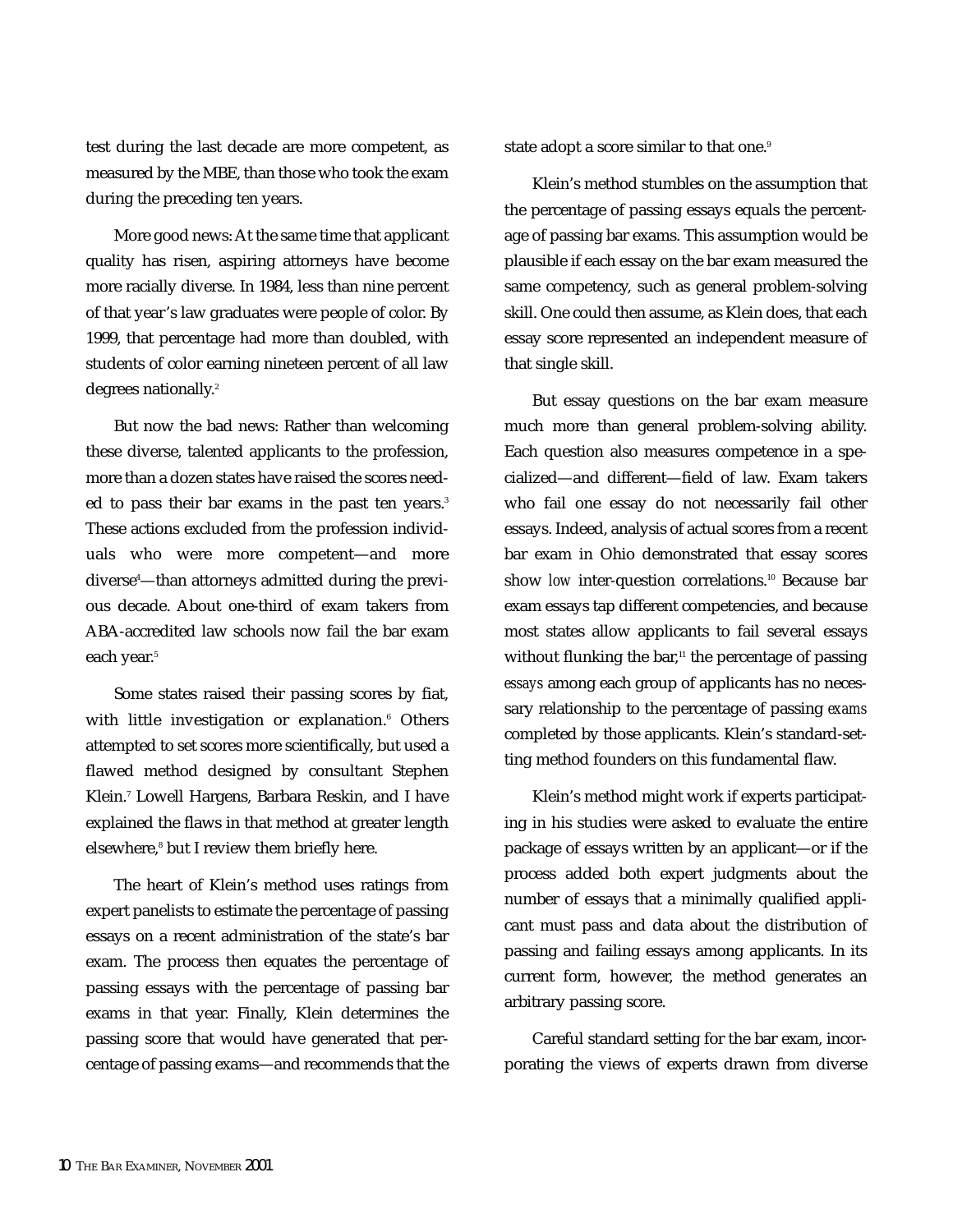test during the last decade are more competent, as measured by the MBE, than those who took the exam during the preceding ten years.

More good news: At the same time that applicant quality has risen, aspiring attorneys have become more racially diverse. In 1984, less than nine percent of that year's law graduates were people of color. By 1999, that percentage had more than doubled, with students of color earning nineteen percent of all law degrees nationally.[2]

But now the bad news: Rather than welcoming these diverse, talented applicants to the profession, more than a dozen states have raised the scores needed to pass their bar exams in the past ten years.[3] These actions excluded from the profession individuals who were more competent—and more diverse[4]—than attorneys admitted during the previous decade. About one-third of exam takers from ABA-accredited law schools now fail the bar exam each year.[5]

Some states raised their passing scores by fiat, with little investigation or explanation.[6] Others attempted to set scores more scientifically, but used a flawed method designed by consultant Stephen Klein.[7] Lowell Hargens, Barbara Reskin, and I have explained the flaws in that method at greater length elsewhere,[8] but I review them briefly here.

The heart of Klein's method uses ratings from expert panelists to estimate the percentage of passing essays on a recent administration of the state's bar exam. The process then equates the percentage of passing essays with the percentage of passing bar exams in that year. Finally, Klein determines the passing score that would have generated that percentage of passing exams—and recommends that the state adopt a score similar to that one.[9]

Klein's method stumbles on the assumption that the percentage of passing essays equals the percentage of passing bar exams. This assumption would be plausible if each essay on the bar exam measured the same competency, such as general problem-solving skill. One could then assume, as Klein does, that each essay score represented an independent measure of that single skill.

But essay questions on the bar exam measure much more than general problem-solving ability. Each question also measures competence in a specialized—and different—field of law. Exam takers who fail one essay do not necessarily fail other essays. Indeed, analysis of actual scores from a recent bar exam in Ohio demonstrated that essay scores show *low* inter-question correlations.[10] Because bar exam essays tap different competencies, and because most states allow applicants to fail several essays without flunking the bar,[11] the percentage of passing *essays* among each group of applicants has no necessary relationship to the percentage of passing *exams* completed by those applicants. Klein's standard-setting method founders on this fundamental flaw.

Klein's method might work if experts participating in his studies were asked to evaluate the entire package of essays written by an applicant—or if the process added both expert judgments about the number of essays that a minimally qualified applicant must pass and data about the distribution of passing and failing essays among applicants. In its current form, however, the method generates an arbitrary passing score.

Careful standard setting for the bar exam, incorporating the views of experts drawn from diverse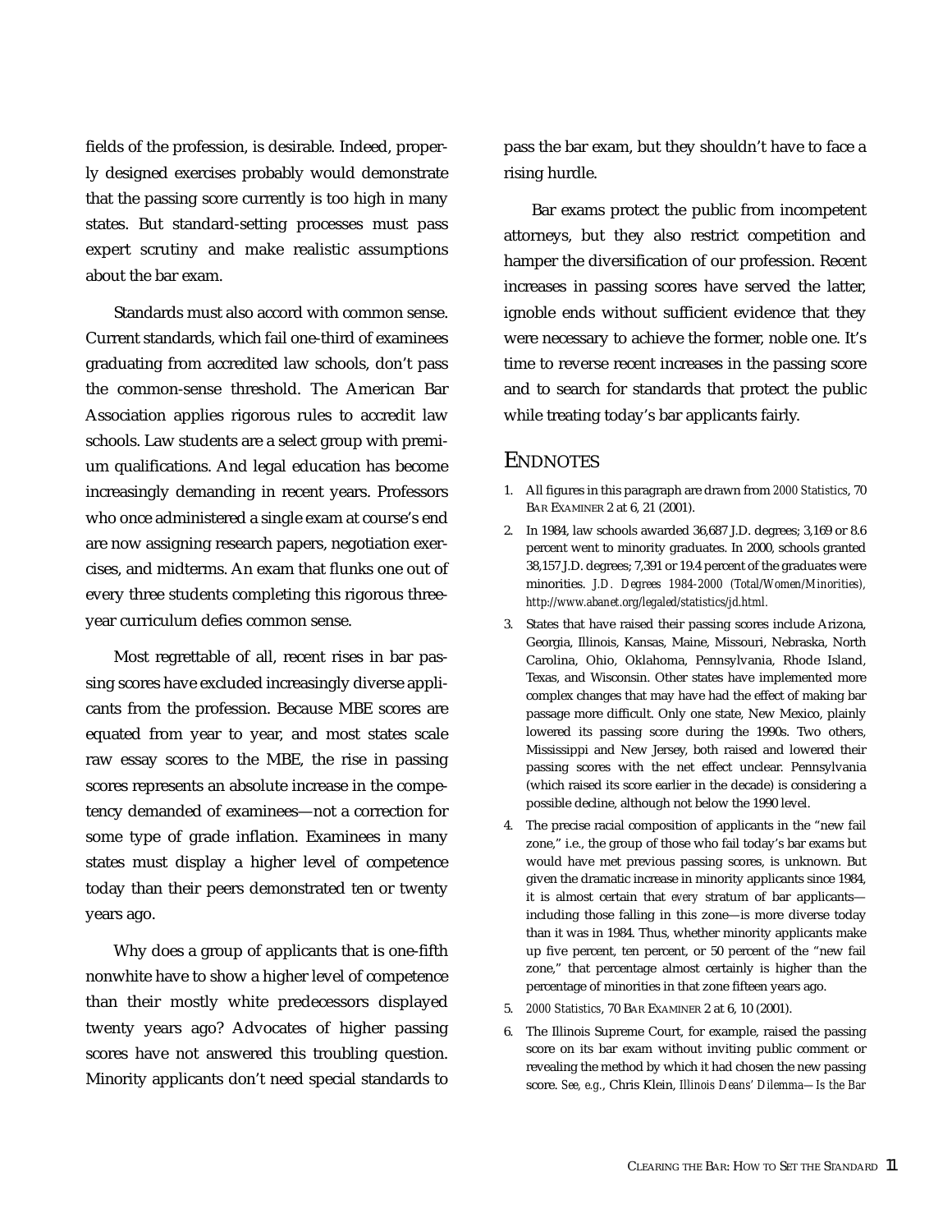fields of the profession, is desirable. Indeed, properly designed exercises probably would demonstrate that the passing score currently is too high in many states. But standard-setting processes must pass expert scrutiny and make realistic assumptions about the bar exam.

Standards must also accord with common sense. Current standards, which fail one-third of examinees graduating from accredited law schools, don't pass the common-sense threshold. The American Bar Association applies rigorous rules to accredit law schools. Law students are a select group with premium qualifications. And legal education has become increasingly demanding in recent years. Professors who once administered a single exam at course's end are now assigning research papers, negotiation exercises, and midterms. An exam that flunks one out of every three students completing this rigorous three-year curriculum defies common sense.

Most regrettable of all, recent rises in bar passing scores have excluded increasingly diverse applicants from the profession. Because MBE scores are equated from year to year, and most states scale raw essay scores to the MBE, the rise in passing scores represents an absolute increase in the competency demanded of examinees—not a correction for some type of grade inflation. Examinees in many states must display a higher level of competence today than their peers demonstrated ten or twenty years ago.

Why does a group of applicants that is one-fifth nonwhite have to show a higher level of competence than their mostly white predecessors displayed twenty years ago? Advocates of higher passing scores have not answered this troubling question. Minority applicants don't need special standards to pass the bar exam, but they shouldn't have to face a rising hurdle.

Bar exams protect the public from incompetent attorneys, but they also restrict competition and hamper the diversification of our profession. Recent increases in passing scores have served the latter, ignoble ends without sufficient evidence that they were necessary to achieve the former, noble one. It's time to reverse recent increases in the passing score and to search for standards that protect the public while treating today's bar applicants fairly.

## ENDNOTES

1. All figures in this paragraph are drawn from *2000 Statistics*, 70 BAR EXAMINER 2 at 6, 21 (2001).
2. In 1984, law schools awarded 36,687 J.D. degrees; 3,169 or 8.6 percent went to minority graduates. In 2000, schools granted 38,157 J.D. degrees; 7,391 or 19.4 percent of the graduates were minorities. *J.D. Degrees 1984-2000 (Total/Women/Minorities)*, *http://www.abanet.org/legaled/statistics/jd.html.*
3. States that have raised their passing scores include Arizona, Georgia, Illinois, Kansas, Maine, Missouri, Nebraska, North Carolina, Ohio, Oklahoma, Pennsylvania, Rhode Island, Texas, and Wisconsin. Other states have implemented more complex changes that may have had the effect of making bar passage more difficult. Only one state, New Mexico, plainly lowered its passing score during the 1990s. Two others, Mississippi and New Jersey, both raised and lowered their passing scores with the net effect unclear. Pennsylvania (which raised its score earlier in the decade) is considering a possible decline, although not below the 1990 level.
4. The precise racial composition of applicants in the "new fail zone," i.e., the group of those who fail today's bar exams but would have met previous passing scores, is unknown. But given the dramatic increase in minority applicants since 1984, it is almost certain that *every* stratum of bar applicants—including those falling in this zone—is more diverse today than it was in 1984. Thus, whether minority applicants make up five percent, ten percent, or 50 percent of the "new fail zone," that percentage almost certainly is higher than the percentage of minorities in that zone fifteen years ago.
5. *2000 Statistics*, 70 BAR EXAMINER 2 at 6, 10 (2001).
6. The Illinois Supreme Court, for example, raised the passing score on its bar exam without inviting public comment or revealing the method by which it had chosen the new passing score. *See, e.g.*, Chris Klein, *Illinois Deans' Dilemma—Is the Bar*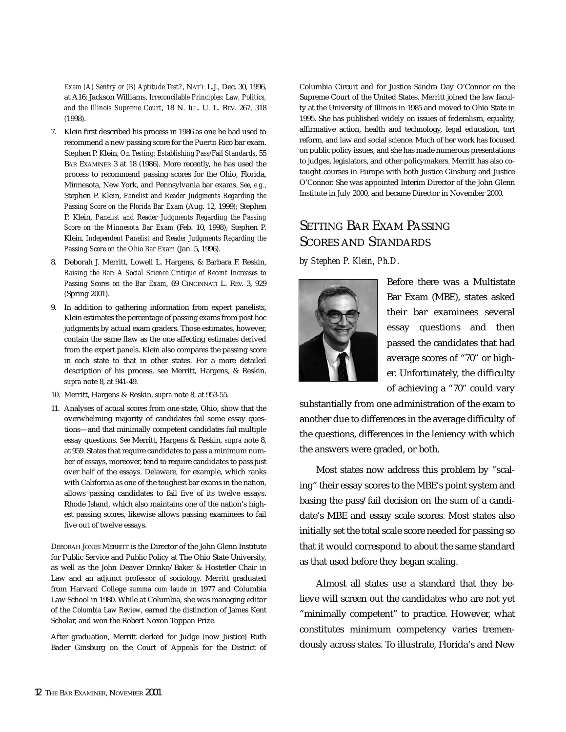*Exam (A) Sentry or (B) Aptitude Test?*, NAT'L L.J., Dec. 30, 1996, at A16; Jackson Williams, *Irreconcilable Principles: Law, Politics, and the Illinois Supreme Court*, 18 N. ILL. U. L. REV. 267, 318 (1998).

7. Klein first described his process in 1986 as one he had used to recommend a new passing score for the Puerto Rico bar exam. Stephen P. Klein, *On Testing: Establishing Pass/Fail Standards*, 55 BAR EXAMINER 3 at 18 (1986). More recently, he has used the process to recommend passing scores for the Ohio, Florida, Minnesota, New York, and Pennsylvania bar exams. *See, e.g.*, Stephen P. Klein, *Panelist and Reader Judgments Regarding the Passing Score on the Florida Bar Exam* (Aug. 12, 1999); Stephen P. Klein, *Panelist and Reader Judgments Regarding the Passing Score on the Minnesota Bar Exam* (Feb. 10, 1998); Stephen P. Klein, *Independent Panelist and Reader Judgments Regarding the Passing Score on the Ohio Bar Exam* (Jan. 5, 1996).

8. Deborah J. Merritt, Lowell L. Hargens, & Barbara F. Reskin, *Raising the Bar: A Social Science Critique of Recent Increases to Passing Scores on the Bar Exam*, 69 CINCINNATI L. REV. 3, 929 (Spring 2001).

9. In addition to gathering information from expert panelists, Klein estimates the percentage of passing exams from post hoc judgments by actual exam graders. Those estimates, however, contain the same flaw as the one affecting estimates derived from the expert panels. Klein also compares the passing score in each state to that in other states. For a more detailed description of his process, see Merritt, Hargens, & Reskin, *supra* note 8, at 941-49.

10. Merritt, Hargens & Reskin, *supra* note 8, at 953-55.

11. Analyses of actual scores from one state, Ohio, show that the overwhelming majority of candidates fail some essay questions—and that minimally competent candidates fail multiple essay questions. *See* Merritt, Hargens & Reskin, *supra* note 8, at 959. States that require candidates to pass a minimum number of essays, moreover, tend to require candidates to pass just over half of the essays. Delaware, for example, which ranks with California as one of the toughest bar exams in the nation, allows passing candidates to fail five of its twelve essays. Rhode Island, which also maintains one of the nation's highest passing scores, likewise allows passing examinees to fail five out of twelve essays.

DEBORAH JONES MERRITT is the Director of the John Glenn Institute for Public Service and Public Policy at The Ohio State University, as well as the John Deaver Drinko/Baker & Hostetler Chair in Law and an adjunct professor of sociology. Merritt graduated from Harvard College *summa cum laude* in 1977 and Columbia Law School in 1980. While at Columbia, she was managing editor of the *Columbia Law Review*, earned the distinction of James Kent Scholar, and won the Robert Noxon Toppan Prize.

After graduation, Merritt clerked for Judge (now Justice) Ruth Bader Ginsburg on the Court of Appeals for the District of Columbia Circuit and for Justice Sandra Day O'Connor on the Supreme Court of the United States. Merritt joined the law faculty at the University of Illinois in 1985 and moved to Ohio State in 1995. She has published widely on issues of federalism, equality, affirmative action, health and technology, legal education, tort reform, and law and social science. Much of her work has focused on public policy issues, and she has made numerous presentations to judges, legislators, and other policymakers. Merritt has also co-taught courses in Europe with both Justice Ginsburg and Justice O'Connor. She was appointed Interim Director of the John Glenn Institute in July 2000, and became Director in November 2000.

# SETTING BAR EXAM PASSING SCORES AND STANDARDS

*by Stephen P. Klein, Ph.D.*

Before there was a Multistate Bar Exam (MBE), states asked their bar examinees several essay questions and then passed the candidates that had average scores of "70" or higher. Unfortunately, the difficulty of achieving a "70" could vary substantially from one administration of the exam to another due to differences in the average difficulty of the questions, differences in the leniency with which the answers were graded, or both.

Most states now address this problem by "scaling" their essay scores to the MBE's point system and basing the pass/fail decision on the sum of a candidate's MBE and essay scale scores. Most states also initially set the total scale score needed for passing so that it would correspond to about the same standard as that used before they began scaling.

Almost all states use a standard that they believe will screen out the candidates who are not yet "minimally competent" to practice. However, what constitutes minimum competency varies tremendously across states. To illustrate, Florida's and New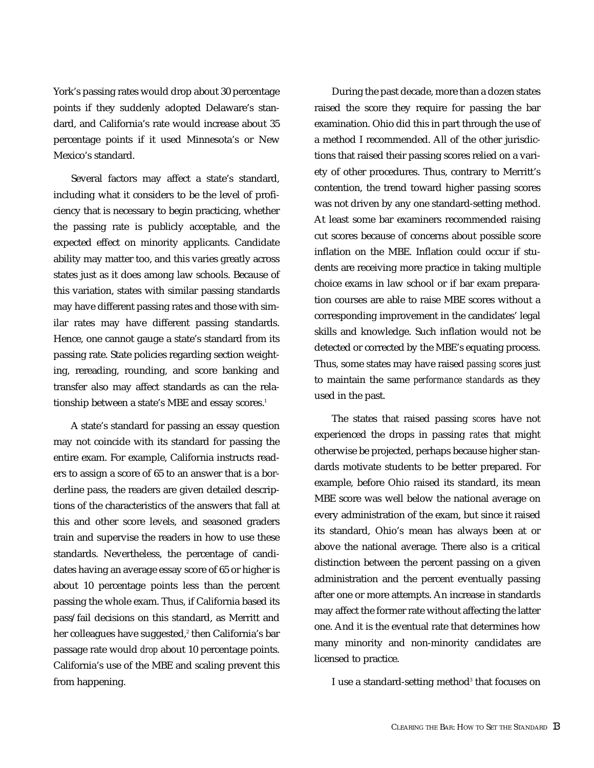York's passing rates would drop about 30 percentage points if they suddenly adopted Delaware's standard, and California's rate would increase about 35 percentage points if it used Minnesota's or New Mexico's standard.

Several factors may affect a state's standard, including what it considers to be the level of proficiency that is necessary to begin practicing, whether the passing rate is publicly acceptable, and the expected effect on minority applicants. Candidate ability may matter too, and this varies greatly across states just as it does among law schools. Because of this variation, states with similar passing standards may have different passing rates and those with similar rates may have different passing standards. Hence, one cannot gauge a state's standard from its passing rate. State policies regarding section weighting, rereading, rounding, and score banking and transfer also may affect standards as can the relationship between a state's MBE and essay scores.[1]

A state's standard for passing an essay question may not coincide with its standard for passing the entire exam. For example, California instructs readers to assign a score of 65 to an answer that is a borderline pass, the readers are given detailed descriptions of the characteristics of the answers that fall at this and other score levels, and seasoned graders train and supervise the readers in how to use these standards. Nevertheless, the percentage of candidates having an average essay score of 65 or higher is about 10 percentage points less than the percent passing the whole exam. Thus, if California based its pass/fail decisions on this standard, as Merritt and her colleagues have suggested,[2] then California's bar passage rate would *drop* about 10 percentage points. California's use of the MBE and scaling prevent this from happening.

During the past decade, more than a dozen states raised the score they require for passing the bar examination. Ohio did this in part through the use of a method I recommended. All of the other jurisdictions that raised their passing scores relied on a variety of other procedures. Thus, contrary to Merritt's contention, the trend toward higher passing scores was not driven by any one standard-setting method. At least some bar examiners recommended raising cut scores because of concerns about possible score inflation on the MBE. Inflation could occur if students are receiving more practice in taking multiple choice exams in law school or if bar exam preparation courses are able to raise MBE scores without a corresponding improvement in the candidates' legal skills and knowledge. Such inflation would not be detected or corrected by the MBE's equating process. Thus, some states may have raised *passing scores* just to maintain the same *performance standards* as they used in the past.

The states that raised passing *scores* have not experienced the drops in passing *rates* that might otherwise be projected, perhaps because higher standards motivate students to be better prepared. For example, before Ohio raised its standard, its mean MBE score was well below the national average on every administration of the exam, but since it raised its standard, Ohio's mean has always been at or above the national average. There also is a critical distinction between the percent passing on a given administration and the percent eventually passing after one or more attempts. An increase in standards may affect the former rate without affecting the latter one. And it is the eventual rate that determines how many minority and non-minority candidates are licensed to practice.

I use a standard-setting method[3] that focuses on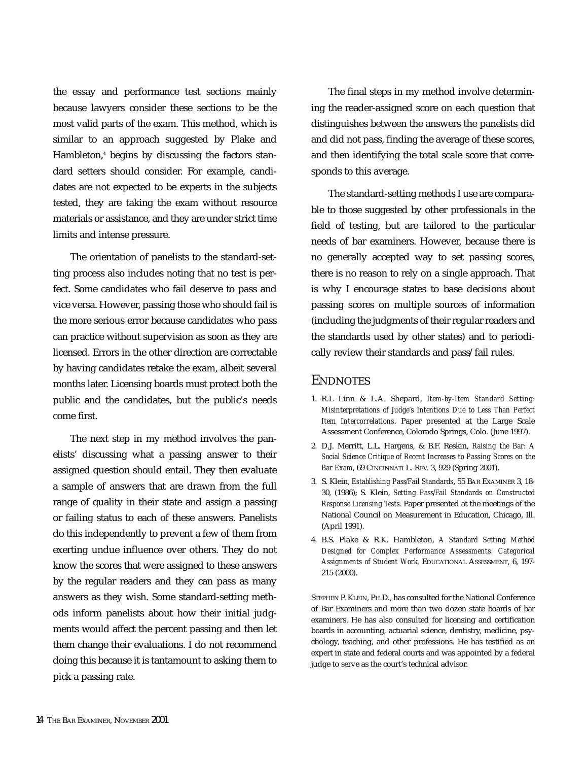the essay and performance test sections mainly because lawyers consider these sections to be the most valid parts of the exam. This method, which is similar to an approach suggested by Plake and Hambleton,[4] begins by discussing the factors standard setters should consider. For example, candidates are not expected to be experts in the subjects tested, they are taking the exam without resource materials or assistance, and they are under strict time limits and intense pressure.

The orientation of panelists to the standard-setting process also includes noting that no test is perfect. Some candidates who fail deserve to pass and vice versa. However, passing those who should fail is the more serious error because candidates who pass can practice without supervision as soon as they are licensed. Errors in the other direction are correctable by having candidates retake the exam, albeit several months later. Licensing boards must protect both the public and the candidates, but the public's needs come first.

The next step in my method involves the panelists' discussing what a passing answer to their assigned question should entail. They then evaluate a sample of answers that are drawn from the full range of quality in their state and assign a passing or failing status to each of these answers. Panelists do this independently to prevent a few of them from exerting undue influence over others. They do not know the scores that were assigned to these answers by the regular readers and they can pass as many answers as they wish. Some standard-setting methods inform panelists about how their initial judgments would affect the percent passing and then let them change their evaluations. I do not recommend doing this because it is tantamount to asking them to pick a passing rate.

The final steps in my method involve determining the reader-assigned score on each question that distinguishes between the answers the panelists did and did not pass, finding the average of these scores, and then identifying the total scale score that corresponds to this average.

The standard-setting methods I use are comparable to those suggested by other professionals in the field of testing, but are tailored to the particular needs of bar examiners. However, because there is no generally accepted way to set passing scores, there is no reason to rely on a single approach. That is why I encourage states to base decisions about passing scores on multiple sources of information (including the judgments of their regular readers and the standards used by other states) and to periodically review their standards and pass/fail rules.

## ENDNOTES

1. R.L. Linn & L.A. Shepard, *Item-by-Item Standard Setting: Misinterpretations of Judge's Intentions Due to Less Than Perfect Item Intercorrelations*. Paper presented at the Large Scale Assessment Conference, Colorado Springs, Colo. (June 1997).
2. D.J. Merritt, L.L. Hargens, & B.F. Reskin, *Raising the Bar: A Social Science Critique of Recent Increases to Passing Scores on the Bar Exam*, 69 CINCINNATI L. REV. 3, 929 (Spring 2001).
3. S. Klein, *Establishing Pass/Fail Standards*, 55 BAR EXAMINER 3, 18-30, (1986); S. Klein, *Setting Pass/Fail Standards on Constructed Response Licensing Tests*. Paper presented at the meetings of the National Council on Measurement in Education, Chicago, Ill. (April 1991).
4. B.S. Plake & R.K. Hambleton, *A Standard Setting Method Designed for Complex Performance Assessments: Categorical Assignments of Student Work*, EDUCATIONAL ASSESSMENT, 6, 197-215 (2000).

STEPHEN P. KLEIN, PH.D., has consulted for the National Conference of Bar Examiners and more than two dozen state boards of bar examiners. He has also consulted for licensing and certification boards in accounting, actuarial science, dentistry, medicine, psychology, teaching, and other professions. He has testified as an expert in state and federal courts and was appointed by a federal judge to serve as the court's technical advisor.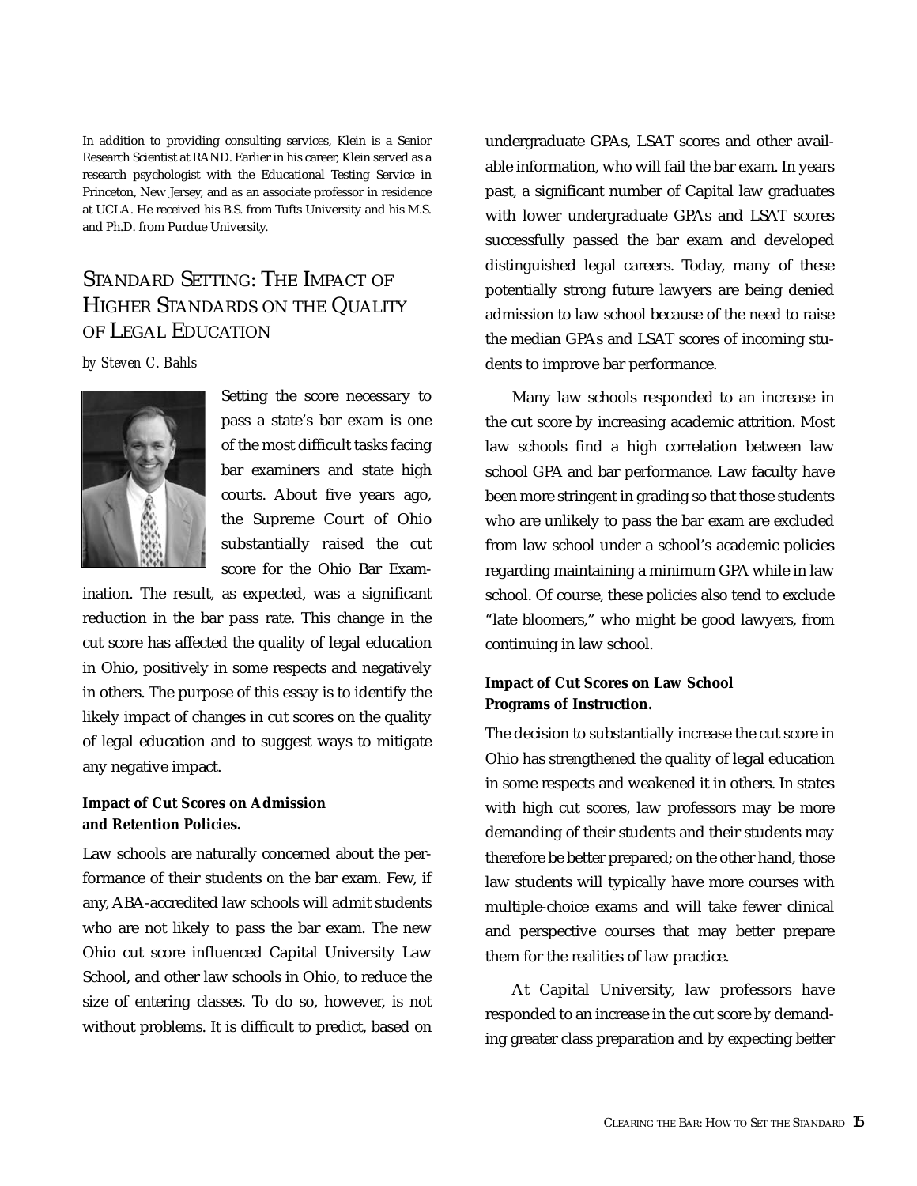In addition to providing consulting services, Klein is a Senior Research Scientist at RAND. Earlier in his career, Klein served as a research psychologist with the Educational Testing Service in Princeton, New Jersey, and as an associate professor in residence at UCLA. He received his B.S. from Tufts University and his M.S. and Ph.D. from Purdue University.

## Standard Setting: The Impact of Higher Standards on the Quality of Legal Education

*by Steven C. Bahls*

Setting the score necessary to pass a state's bar exam is one of the most difficult tasks facing bar examiners and state high courts. About five years ago, the Supreme Court of Ohio substantially raised the cut score for the Ohio Bar Examination. The result, as expected, was a significant reduction in the bar pass rate. This change in the cut score has affected the quality of legal education in Ohio, positively in some respects and negatively in others. The purpose of this essay is to identify the likely impact of changes in cut scores on the quality of legal education and to suggest ways to mitigate any negative impact.

**Impact of Cut Scores on Admission and Retention Policies.**

Law schools are naturally concerned about the performance of their students on the bar exam. Few, if any, ABA-accredited law schools will admit students who are not likely to pass the bar exam. The new Ohio cut score influenced Capital University Law School, and other law schools in Ohio, to reduce the size of entering classes. To do so, however, is not without problems. It is difficult to predict, based on undergraduate GPAs, LSAT scores and other available information, who will fail the bar exam. In years past, a significant number of Capital law graduates with lower undergraduate GPAs and LSAT scores successfully passed the bar exam and developed distinguished legal careers. Today, many of these potentially strong future lawyers are being denied admission to law school because of the need to raise the median GPAs and LSAT scores of incoming students to improve bar performance.

Many law schools responded to an increase in the cut score by increasing academic attrition. Most law schools find a high correlation between law school GPA and bar performance. Law faculty have been more stringent in grading so that those students who are unlikely to pass the bar exam are excluded from law school under a school's academic policies regarding maintaining a minimum GPA while in law school. Of course, these policies also tend to exclude "late bloomers," who might be good lawyers, from continuing in law school.

**Impact of Cut Scores on Law School Programs of Instruction.**

The decision to substantially increase the cut score in Ohio has strengthened the quality of legal education in some respects and weakened it in others. In states with high cut scores, law professors may be more demanding of their students and their students may therefore be better prepared; on the other hand, those law students will typically have more courses with multiple-choice exams and will take fewer clinical and perspective courses that may better prepare them for the realities of law practice.

At Capital University, law professors have responded to an increase in the cut score by demanding greater class preparation and by expecting better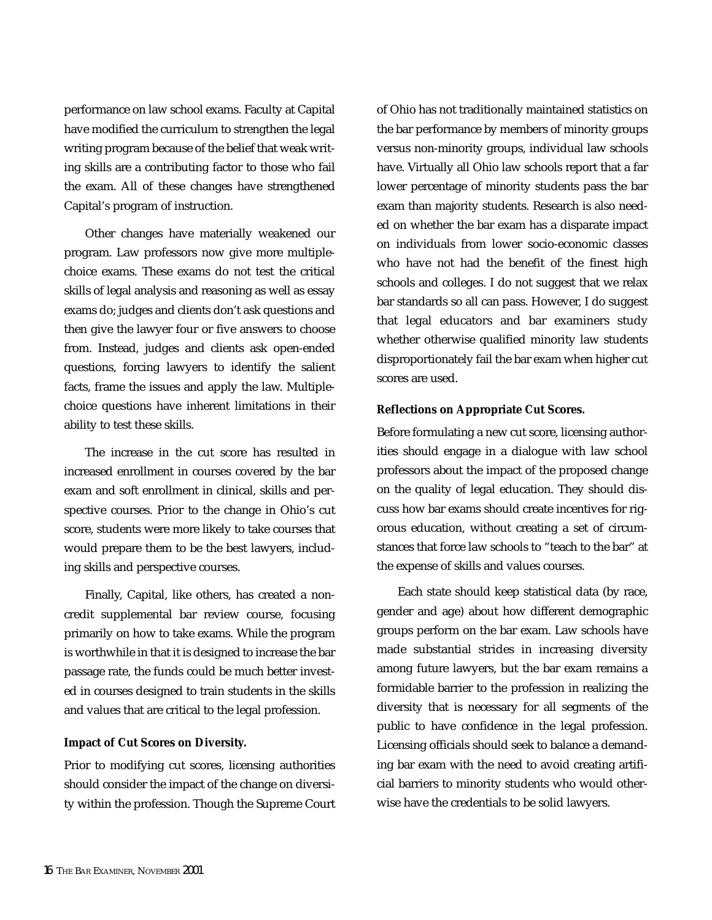performance on law school exams. Faculty at Capital have modified the curriculum to strengthen the legal writing program because of the belief that weak writing skills are a contributing factor to those who fail the exam. All of these changes have strengthened Capital's program of instruction.

Other changes have materially weakened our program. Law professors now give more multiple-choice exams. These exams do not test the critical skills of legal analysis and reasoning as well as essay exams do; judges and clients don't ask questions and then give the lawyer four or five answers to choose from. Instead, judges and clients ask open-ended questions, forcing lawyers to identify the salient facts, frame the issues and apply the law. Multiple-choice questions have inherent limitations in their ability to test these skills.

The increase in the cut score has resulted in increased enrollment in courses covered by the bar exam and soft enrollment in clinical, skills and perspective courses. Prior to the change in Ohio's cut score, students were more likely to take courses that would prepare them to be the best lawyers, including skills and perspective courses.

Finally, Capital, like others, has created a non-credit supplemental bar review course, focusing primarily on how to take exams. While the program is worthwhile in that it is designed to increase the bar passage rate, the funds could be much better invested in courses designed to train students in the skills and values that are critical to the legal profession.

**Impact of Cut Scores on Diversity.**

Prior to modifying cut scores, licensing authorities should consider the impact of the change on diversity within the profession. Though the Supreme Court of Ohio has not traditionally maintained statistics on the bar performance by members of minority groups versus non-minority groups, individual law schools have. Virtually all Ohio law schools report that a far lower percentage of minority students pass the bar exam than majority students. Research is also needed on whether the bar exam has a disparate impact on individuals from lower socio-economic classes who have not had the benefit of the finest high schools and colleges. I do not suggest that we relax bar standards so all can pass. However, I do suggest that legal educators and bar examiners study whether otherwise qualified minority law students disproportionately fail the bar exam when higher cut scores are used.

**Reflections on Appropriate Cut Scores.**

Before formulating a new cut score, licensing authorities should engage in a dialogue with law school professors about the impact of the proposed change on the quality of legal education. They should discuss how bar exams should create incentives for rigorous education, without creating a set of circumstances that force law schools to "teach to the bar" at the expense of skills and values courses.

Each state should keep statistical data (by race, gender and age) about how different demographic groups perform on the bar exam. Law schools have made substantial strides in increasing diversity among future lawyers, but the bar exam remains a formidable barrier to the profession in realizing the diversity that is necessary for all segments of the public to have confidence in the legal profession. Licensing officials should seek to balance a demanding bar exam with the need to avoid creating artificial barriers to minority students who would otherwise have the credentials to be solid lawyers.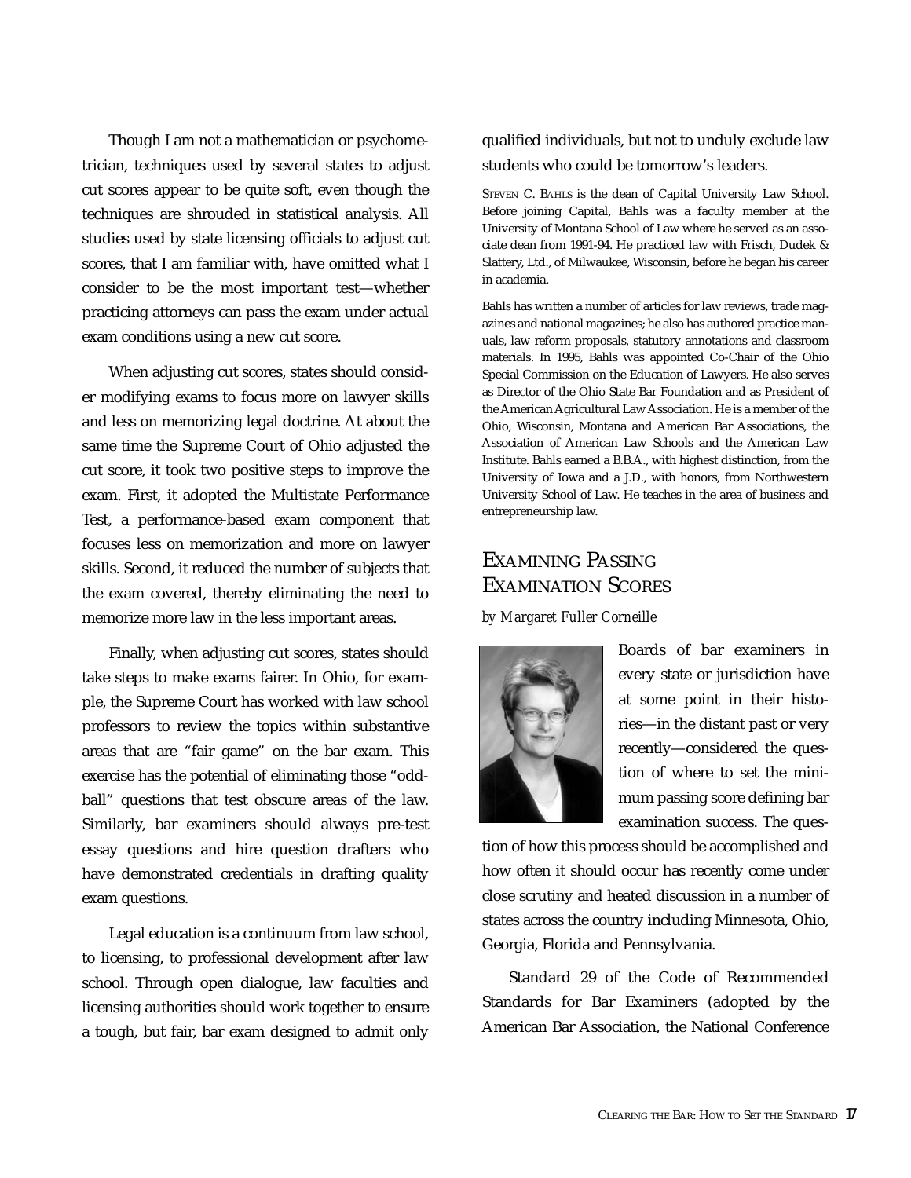Though I am not a mathematician or psychometrician, techniques used by several states to adjust cut scores appear to be quite soft, even though the techniques are shrouded in statistical analysis. All studies used by state licensing officials to adjust cut scores, that I am familiar with, have omitted what I consider to be the most important test—whether practicing attorneys can pass the exam under actual exam conditions using a new cut score.

When adjusting cut scores, states should consider modifying exams to focus more on lawyer skills and less on memorizing legal doctrine. At about the same time the Supreme Court of Ohio adjusted the cut score, it took two positive steps to improve the exam. First, it adopted the Multistate Performance Test, a performance-based exam component that focuses less on memorization and more on lawyer skills. Second, it reduced the number of subjects that the exam covered, thereby eliminating the need to memorize more law in the less important areas.

Finally, when adjusting cut scores, states should take steps to make exams fairer. In Ohio, for example, the Supreme Court has worked with law school professors to review the topics within substantive areas that are "fair game" on the bar exam. This exercise has the potential of eliminating those "oddball" questions that test obscure areas of the law. Similarly, bar examiners should always pre-test essay questions and hire question drafters who have demonstrated credentials in drafting quality exam questions.

Legal education is a continuum from law school, to licensing, to professional development after law school. Through open dialogue, law faculties and licensing authorities should work together to ensure a tough, but fair, bar exam designed to admit only qualified individuals, but not to unduly exclude law students who could be tomorrow's leaders.

STEVEN C. BAHLS is the dean of Capital University Law School. Before joining Capital, Bahls was a faculty member at the University of Montana School of Law where he served as an associate dean from 1991-94. He practiced law with Frisch, Dudek & Slattery, Ltd., of Milwaukee, Wisconsin, before he began his career in academia.

Bahls has written a number of articles for law reviews, trade magazines and national magazines; he also has authored practice manuals, law reform proposals, statutory annotations and classroom materials. In 1995, Bahls was appointed Co-Chair of the Ohio Special Commission on the Education of Lawyers. He also serves as Director of the Ohio State Bar Foundation and as President of the American Agricultural Law Association. He is a member of the Ohio, Wisconsin, Montana and American Bar Associations, the Association of American Law Schools and the American Law Institute. Bahls earned a B.B.A., with highest distinction, from the University of Iowa and a J.D., with honors, from Northwestern University School of Law. He teaches in the area of business and entrepreneurship law.

## EXAMINING PASSING EXAMINATION SCORES

*by Margaret Fuller Corneille*

Boards of bar examiners in every state or jurisdiction have at some point in their histories—in the distant past or very recently—considered the question of where to set the minimum passing score defining bar examination success. The question of how this process should be accomplished and how often it should occur has recently come under close scrutiny and heated discussion in a number of states across the country including Minnesota, Ohio, Georgia, Florida and Pennsylvania.

Standard 29 of the Code of Recommended Standards for Bar Examiners (adopted by the American Bar Association, the National Conference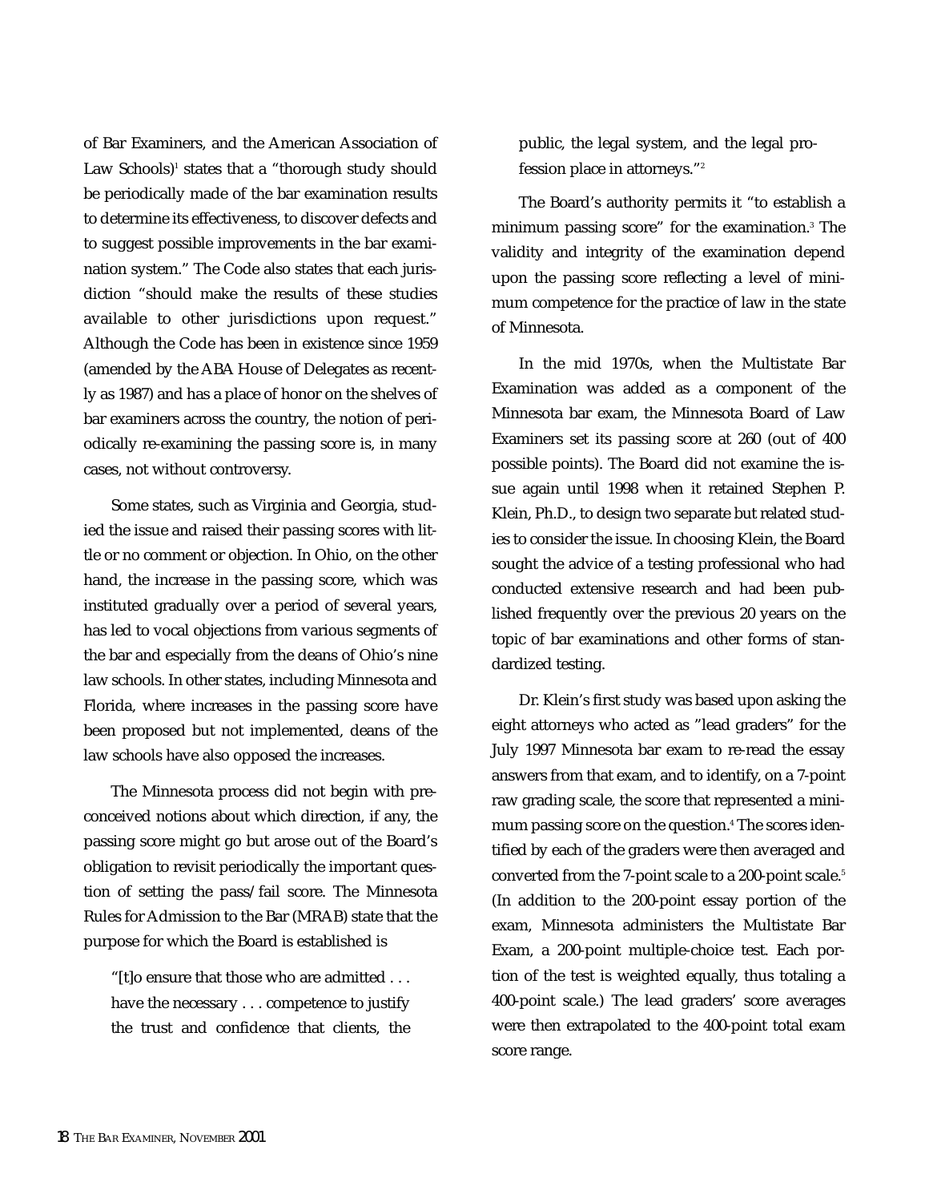of Bar Examiners, and the American Association of Law Schools)[1] states that a "thorough study should be periodically made of the bar examination results to determine its effectiveness, to discover defects and to suggest possible improvements in the bar examination system." The Code also states that each jurisdiction "should make the results of these studies available to other jurisdictions upon request." Although the Code has been in existence since 1959 (amended by the ABA House of Delegates as recently as 1987) and has a place of honor on the shelves of bar examiners across the country, the notion of periodically re-examining the passing score is, in many cases, not without controversy.

Some states, such as Virginia and Georgia, studied the issue and raised their passing scores with little or no comment or objection. In Ohio, on the other hand, the increase in the passing score, which was instituted gradually over a period of several years, has led to vocal objections from various segments of the bar and especially from the deans of Ohio's nine law schools. In other states, including Minnesota and Florida, where increases in the passing score have been proposed but not implemented, deans of the law schools have also opposed the increases.

The Minnesota process did not begin with preconceived notions about which direction, if any, the passing score might go but arose out of the Board's obligation to revisit periodically the important question of setting the pass/fail score. The Minnesota Rules for Admission to the Bar (MRAB) state that the purpose for which the Board is established is

> "[t]o ensure that those who are admitted . . . have the necessary . . . competence to justify the trust and confidence that clients, the public, the legal system, and the legal profession place in attorneys."[2]

The Board's authority permits it "to establish a minimum passing score" for the examination.[3] The validity and integrity of the examination depend upon the passing score reflecting a level of minimum competence for the practice of law in the state of Minnesota.

In the mid 1970s, when the Multistate Bar Examination was added as a component of the Minnesota bar exam, the Minnesota Board of Law Examiners set its passing score at 260 (out of 400 possible points). The Board did not examine the issue again until 1998 when it retained Stephen P. Klein, Ph.D., to design two separate but related studies to consider the issue. In choosing Klein, the Board sought the advice of a testing professional who had conducted extensive research and had been published frequently over the previous 20 years on the topic of bar examinations and other forms of standardized testing.

Dr. Klein's first study was based upon asking the eight attorneys who acted as "lead graders" for the July 1997 Minnesota bar exam to re-read the essay answers from that exam, and to identify, on a 7-point raw grading scale, the score that represented a minimum passing score on the question.[4] The scores identified by each of the graders were then averaged and converted from the 7-point scale to a 200-point scale.[5] (In addition to the 200-point essay portion of the exam, Minnesota administers the Multistate Bar Exam, a 200-point multiple-choice test. Each portion of the test is weighted equally, thus totaling a 400-point scale.) The lead graders' score averages were then extrapolated to the 400-point total exam score range.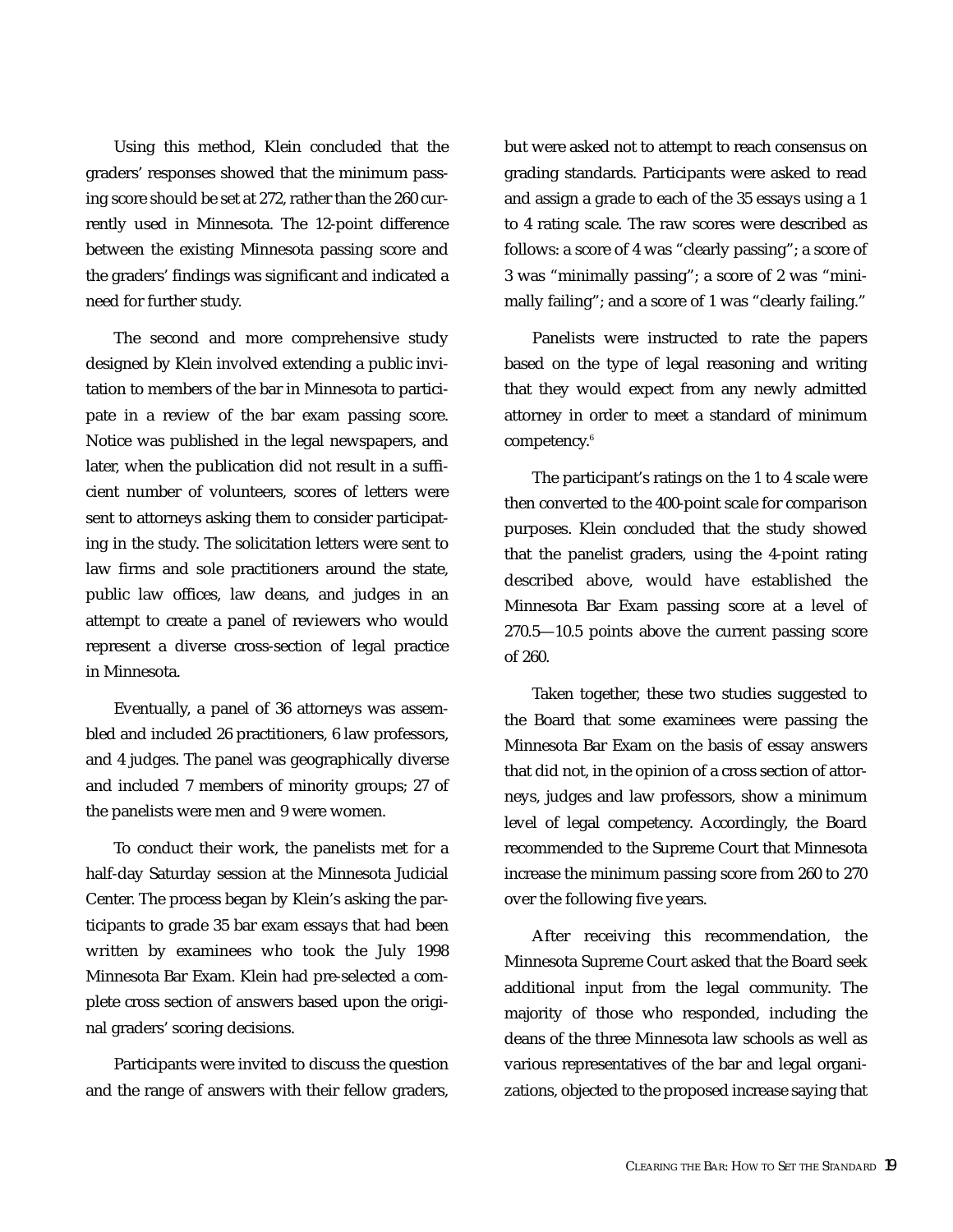Using this method, Klein concluded that the graders' responses showed that the minimum passing score should be set at 272, rather than the 260 currently used in Minnesota. The 12-point difference between the existing Minnesota passing score and the graders' findings was significant and indicated a need for further study.

The second and more comprehensive study designed by Klein involved extending a public invitation to members of the bar in Minnesota to participate in a review of the bar exam passing score. Notice was published in the legal newspapers, and later, when the publication did not result in a sufficient number of volunteers, scores of letters were sent to attorneys asking them to consider participating in the study. The solicitation letters were sent to law firms and sole practitioners around the state, public law offices, law deans, and judges in an attempt to create a panel of reviewers who would represent a diverse cross-section of legal practice in Minnesota.

Eventually, a panel of 36 attorneys was assembled and included 26 practitioners, 6 law professors, and 4 judges. The panel was geographically diverse and included 7 members of minority groups; 27 of the panelists were men and 9 were women.

To conduct their work, the panelists met for a half-day Saturday session at the Minnesota Judicial Center. The process began by Klein's asking the participants to grade 35 bar exam essays that had been written by examinees who took the July 1998 Minnesota Bar Exam. Klein had pre-selected a complete cross section of answers based upon the original graders' scoring decisions.

Participants were invited to discuss the question and the range of answers with their fellow graders, but were asked not to attempt to reach consensus on grading standards. Participants were asked to read and assign a grade to each of the 35 essays using a 1 to 4 rating scale. The raw scores were described as follows: a score of 4 was "clearly passing"; a score of 3 was "minimally passing"; a score of 2 was "minimally failing"; and a score of 1 was "clearly failing."

Panelists were instructed to rate the papers based on the type of legal reasoning and writing that they would expect from any newly admitted attorney in order to meet a standard of minimum competency.[6]

The participant's ratings on the 1 to 4 scale were then converted to the 400-point scale for comparison purposes. Klein concluded that the study showed that the panelist graders, using the 4-point rating described above, would have established the Minnesota Bar Exam passing score at a level of 270.5—10.5 points above the current passing score of 260.

Taken together, these two studies suggested to the Board that some examinees were passing the Minnesota Bar Exam on the basis of essay answers that did not, in the opinion of a cross section of attorneys, judges and law professors, show a minimum level of legal competency. Accordingly, the Board recommended to the Supreme Court that Minnesota increase the minimum passing score from 260 to 270 over the following five years.

After receiving this recommendation, the Minnesota Supreme Court asked that the Board seek additional input from the legal community. The majority of those who responded, including the deans of the three Minnesota law schools as well as various representatives of the bar and legal organizations, objected to the proposed increase saying that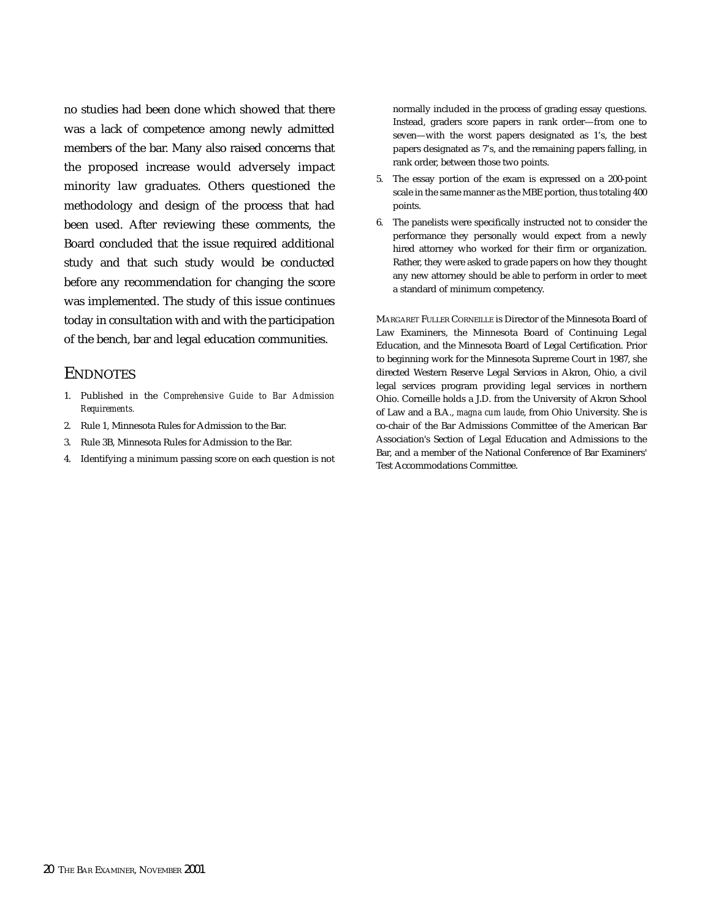no studies had been done which showed that there was a lack of competence among newly admitted members of the bar. Many also raised concerns that the proposed increase would adversely impact minority law graduates. Others questioned the methodology and design of the process that had been used. After reviewing these comments, the Board concluded that the issue required additional study and that such study would be conducted before any recommendation for changing the score was implemented. The study of this issue continues today in consultation with and with the participation of the bench, bar and legal education communities.

## ENDNOTES

1. Published in the *Comprehensive Guide to Bar Admission Requirements.*
2. Rule 1, Minnesota Rules for Admission to the Bar.
3. Rule 3B, Minnesota Rules for Admission to the Bar.
4. Identifying a minimum passing score on each question is not normally included in the process of grading essay questions. Instead, graders score papers in rank order—from one to seven—with the worst papers designated as 1's, the best papers designated as 7's, and the remaining papers falling, in rank order, between those two points.
5. The essay portion of the exam is expressed on a 200-point scale in the same manner as the MBE portion, thus totaling 400 points.
6. The panelists were specifically instructed not to consider the performance they personally would expect from a newly hired attorney who worked for their firm or organization. Rather, they were asked to grade papers on how they thought any new attorney should be able to perform in order to meet a standard of minimum competency.

MARGARET FULLER CORNEILLE is Director of the Minnesota Board of Law Examiners, the Minnesota Board of Continuing Legal Education, and the Minnesota Board of Legal Certification. Prior to beginning work for the Minnesota Supreme Court in 1987, she directed Western Reserve Legal Services in Akron, Ohio, a civil legal services program providing legal services in northern Ohio. Corneille holds a J.D. from the University of Akron School of Law and a B.A., *magna cum laude*, from Ohio University. She is co-chair of the Bar Admissions Committee of the American Bar Association's Section of Legal Education and Admissions to the Bar, and a member of the National Conference of Bar Examiners' Test Accommodations Committee.